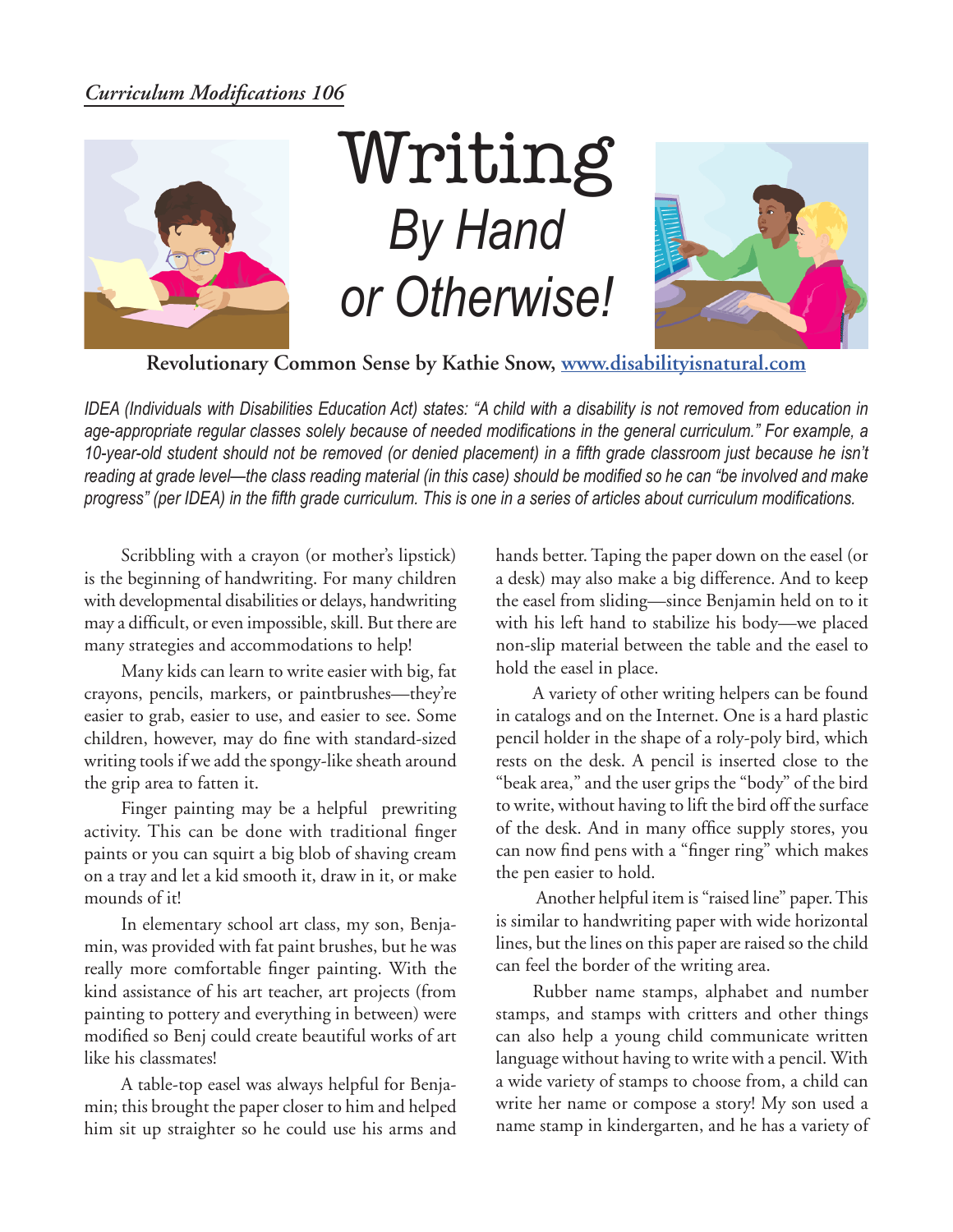*Curriculum Modifications 106*

# Writing
## *By Hand or Otherwise!*

**Revolutionary Common Sense by Kathie Snow, www.disabilityisnatural.com**

*IDEA (Individuals with Disabilities Education Act) states: "A child with a disability is not removed from education in age-appropriate regular classes solely because of needed modifications in the general curriculum." For example, a 10-year-old student should not be removed (or denied placement) in a fifth grade classroom just because he isn't reading at grade level—the class reading material (in this case) should be modified so he can "be involved and make progress" (per IDEA) in the fifth grade curriculum. This is one in a series of articles about curriculum modifications.*

Scribbling with a crayon (or mother's lipstick) is the beginning of handwriting. For many children with developmental disabilities or delays, handwriting may a difficult, or even impossible, skill. But there are many strategies and accommodations to help!

Many kids can learn to write easier with big, fat crayons, pencils, markers, or paintbrushes—they're easier to grab, easier to use, and easier to see. Some children, however, may do fine with standard-sized writing tools if we add the spongy-like sheath around the grip area to fatten it.

Finger painting may be a helpful prewriting activity. This can be done with traditional finger paints or you can squirt a big blob of shaving cream on a tray and let a kid smooth it, draw in it, or make mounds of it!

In elementary school art class, my son, Benjamin, was provided with fat paint brushes, but he was really more comfortable finger painting. With the kind assistance of his art teacher, art projects (from painting to pottery and everything in between) were modified so Benj could create beautiful works of art like his classmates!

A table-top easel was always helpful for Benjamin; this brought the paper closer to him and helped him sit up straighter so he could use his arms and hands better. Taping the paper down on the easel (or a desk) may also make a big difference. And to keep the easel from sliding—since Benjamin held on to it with his left hand to stabilize his body—we placed non-slip material between the table and the easel to hold the easel in place.

A variety of other writing helpers can be found in catalogs and on the Internet. One is a hard plastic pencil holder in the shape of a roly-poly bird, which rests on the desk. A pencil is inserted close to the "beak area," and the user grips the "body" of the bird to write, without having to lift the bird off the surface of the desk. And in many office supply stores, you can now find pens with a "finger ring" which makes the pen easier to hold.

Another helpful item is "raised line" paper. This is similar to handwriting paper with wide horizontal lines, but the lines on this paper are raised so the child can feel the border of the writing area.

Rubber name stamps, alphabet and number stamps, and stamps with critters and other things can also help a young child communicate written language without having to write with a pencil. With a wide variety of stamps to choose from, a child can write her name or compose a story! My son used a name stamp in kindergarten, and he has a variety of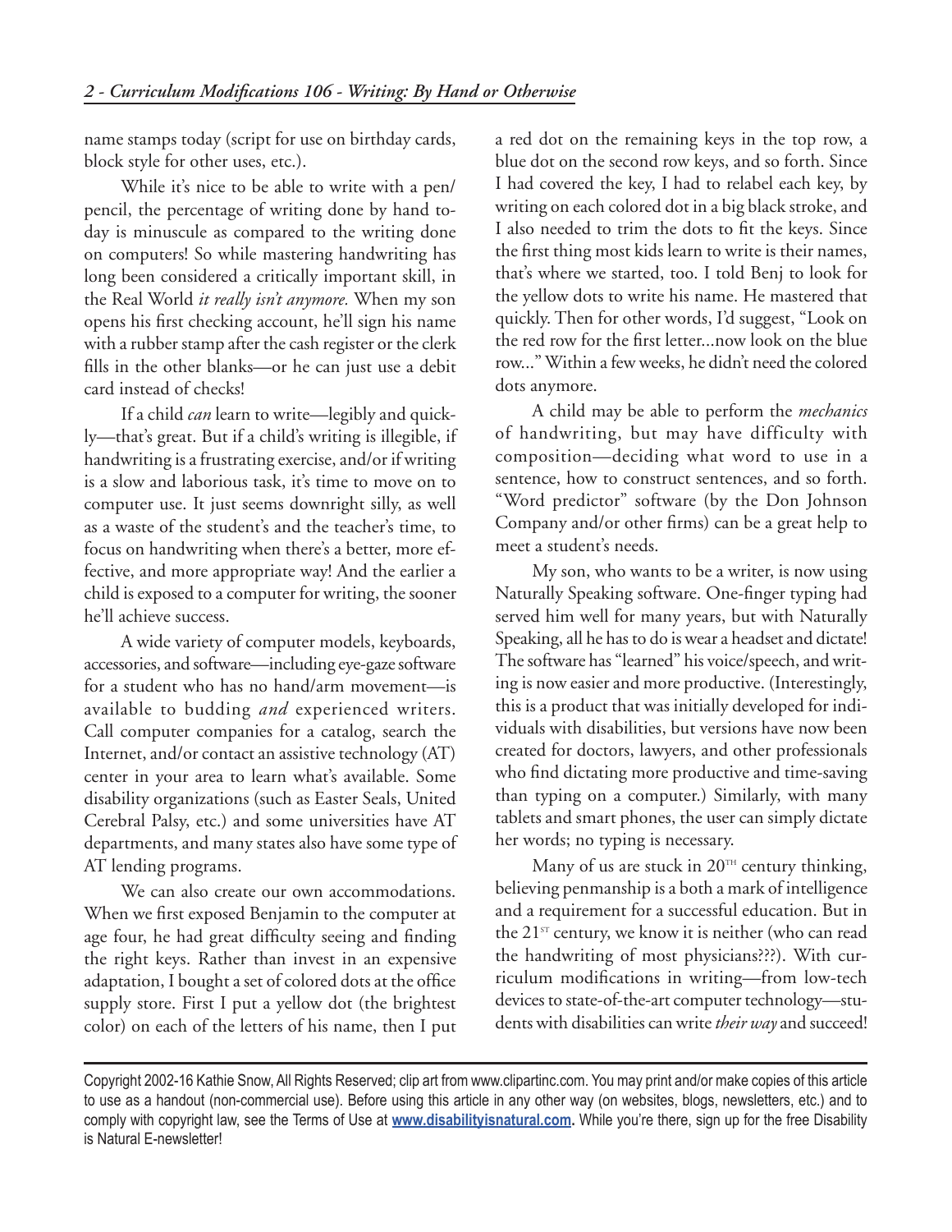name stamps today (script for use on birthday cards, block style for other uses, etc.).

While it's nice to be able to write with a pen/pencil, the percentage of writing done by hand today is minuscule as compared to the writing done on computers! So while mastering handwriting has long been considered a critically important skill, in the Real World *it really isn't anymore.* When my son opens his first checking account, he'll sign his name with a rubber stamp after the cash register or the clerk fills in the other blanks—or he can just use a debit card instead of checks!

If a child *can* learn to write—legibly and quickly—that's great. But if a child's writing is illegible, if handwriting is a frustrating exercise, and/or if writing is a slow and laborious task, it's time to move on to computer use. It just seems downright silly, as well as a waste of the student's and the teacher's time, to focus on handwriting when there's a better, more effective, and more appropriate way! And the earlier a child is exposed to a computer for writing, the sooner he'll achieve success.

A wide variety of computer models, keyboards, accessories, and software—including eye-gaze software for a student who has no hand/arm movement—is available to budding *and* experienced writers. Call computer companies for a catalog, search the Internet, and/or contact an assistive technology (AT) center in your area to learn what's available. Some disability organizations (such as Easter Seals, United Cerebral Palsy, etc.) and some universities have AT departments, and many states also have some type of AT lending programs.

We can also create our own accommodations. When we first exposed Benjamin to the computer at age four, he had great difficulty seeing and finding the right keys. Rather than invest in an expensive adaptation, I bought a set of colored dots at the office supply store. First I put a yellow dot (the brightest color) on each of the letters of his name, then I put a red dot on the remaining keys in the top row, a blue dot on the second row keys, and so forth. Since I had covered the key, I had to relabel each key, by writing on each colored dot in a big black stroke, and I also needed to trim the dots to fit the keys. Since the first thing most kids learn to write is their names, that's where we started, too. I told Benj to look for the yellow dots to write his name. He mastered that quickly. Then for other words, I'd suggest, "Look on the red row for the first letter...now look on the blue row..." Within a few weeks, he didn't need the colored dots anymore.

A child may be able to perform the *mechanics* of handwriting, but may have difficulty with composition—deciding what word to use in a sentence, how to construct sentences, and so forth. "Word predictor" software (by the Don Johnson Company and/or other firms) can be a great help to meet a student's needs.

My son, who wants to be a writer, is now using Naturally Speaking software. One-finger typing had served him well for many years, but with Naturally Speaking, all he has to do is wear a headset and dictate! The software has "learned" his voice/speech, and writing is now easier and more productive. (Interestingly, this is a product that was initially developed for individuals with disabilities, but versions have now been created for doctors, lawyers, and other professionals who find dictating more productive and time-saving than typing on a computer.) Similarly, with many tablets and smart phones, the user can simply dictate her words; no typing is necessary.

Many of us are stuck in 20TH century thinking, believing penmanship is a both a mark of intelligence and a requirement for a successful education. But in the 21ST century, we know it is neither (who can read the handwriting of most physicians???). With curriculum modifications in writing—from low-tech devices to state-of-the-art computer technology—students with disabilities can write *their way* and succeed!

Copyright 2002-16 Kathie Snow, All Rights Reserved; clip art from www.clipartinc.com. You may print and/or make copies of this article to use as a handout (non-commercial use). Before using this article in any other way (on websites, blogs, newsletters, etc.) and to comply with copyright law, see the Terms of Use at **www.disabilityisnatural.com.** While you're there, sign up for the free Disability is Natural E-newsletter!